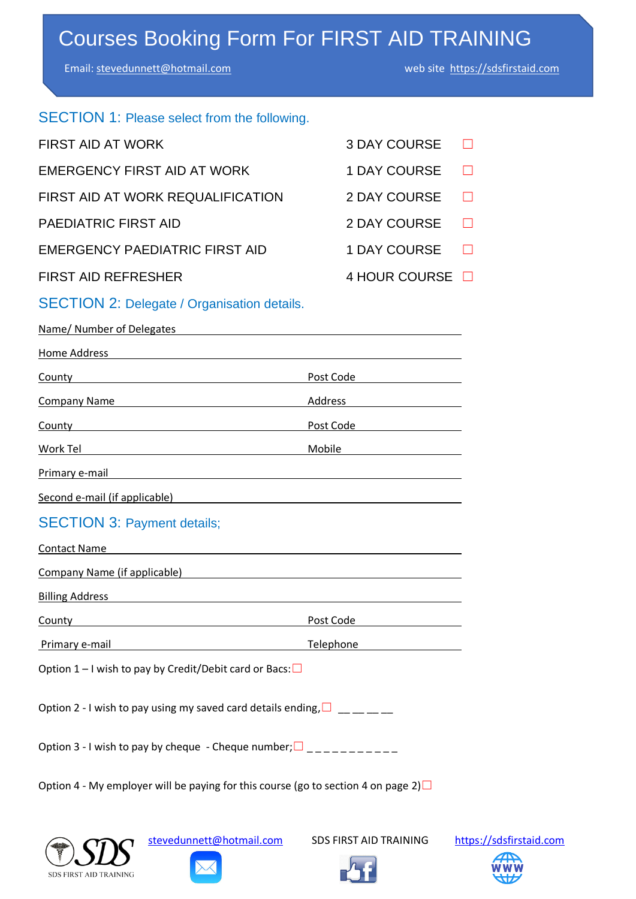# Courses Booking Form For FIRST AID TRAINING

Email: stevedunnett@hotmail.com web site https://sdsfirstaid.com

## SECTION 1: Please select from the following.

| | | |
|---|---|---|
| FIRST AID AT WORK | 3 DAY COURSE | ☐ |
| EMERGENCY FIRST AID AT WORK | 1 DAY COURSE | ☐ |
| FIRST AID AT WORK REQUALIFICATION | 2 DAY COURSE | ☐ |
| PAEDIATRIC FIRST AID | 2 DAY COURSE | ☐ |
| EMERGENCY PAEDIATRIC FIRST AID | 1 DAY COURSE | ☐ |
| FIRST AID REFRESHER | 4 HOUR COURSE | ☐ |

## SECTION 2: Delegate / Organisation details.

Name/ Number of Delegates ____________________

Home Address ____________________

County ____________________ Post Code ____________________

Company Name ____________________ Address ____________________

County ____________________ Post Code ____________________

Work Tel ____________________ Mobile ____________________

Primary e-mail ____________________

Second e-mail (if applicable) ____________________

## SECTION 3: Payment details;

Contact Name ____________________

Company Name (if applicable) ____________________

Billing Address ____________________

County ____________________ Post Code ____________________

Primary e-mail ____________________ Telephone ____________________

Option 1 – I wish to pay by Credit/Debit card or Bacs: ☐

Option 2 - I wish to pay using my saved card details ending, ☐ _ _ _ _

Option 3 - I wish to pay by cheque - Cheque number; ☐ _ _ _ _ _ _ _ _ _ _ _

Option 4 - My employer will be paying for this course (go to section 4 on page 2) ☐

SDS FIRST AID TRAINING stevedunnett@hotmail.com SDS FIRST AID TRAINING https://sdsfirstaid.com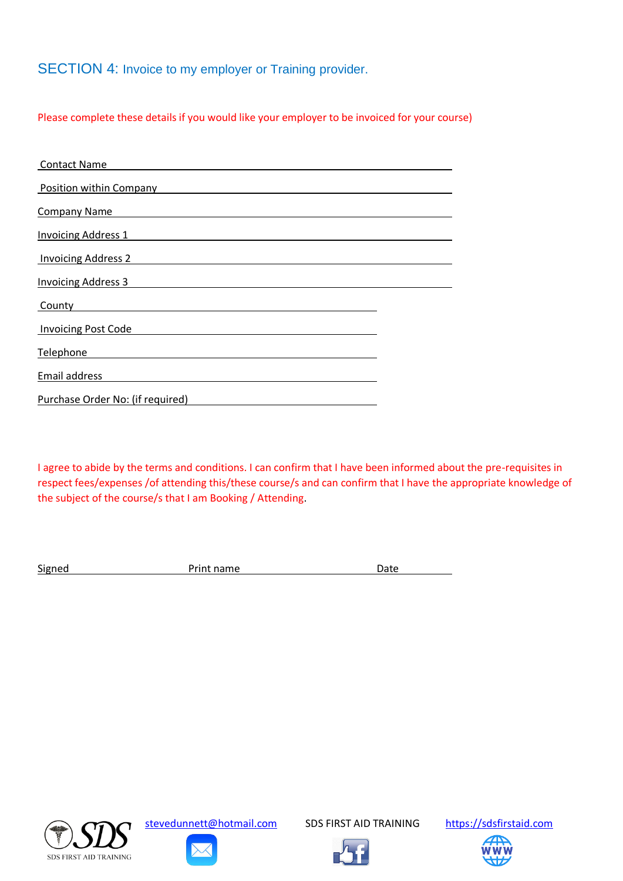## SECTION 4: Invoice to my employer or Training provider.

Please complete these details if you would like your employer to be invoiced for your course)

Contact Name \_\_\_\_\_\_\_\_\_\_\_\_\_\_\_\_\_\_\_\_\_\_\_\_\_\_\_\_\_\_\_\_\_\_\_\_\_\_\_\_

Position within Company \_\_\_\_\_\_\_\_\_\_\_\_\_\_\_\_\_\_\_\_\_\_\_\_\_\_\_\_\_\_\_\_\_\_\_\_\_\_\_\_

Company Name \_\_\_\_\_\_\_\_\_\_\_\_\_\_\_\_\_\_\_\_\_\_\_\_\_\_\_\_\_\_\_\_\_\_\_\_\_\_\_\_

Invoicing Address 1 \_\_\_\_\_\_\_\_\_\_\_\_\_\_\_\_\_\_\_\_\_\_\_\_\_\_\_\_\_\_\_\_\_\_\_\_\_\_\_\_

Invoicing Address 2 \_\_\_\_\_\_\_\_\_\_\_\_\_\_\_\_\_\_\_\_\_\_\_\_\_\_\_\_\_\_\_\_\_\_\_\_\_\_\_\_

Invoicing Address 3 \_\_\_\_\_\_\_\_\_\_\_\_\_\_\_\_\_\_\_\_\_\_\_\_\_\_\_\_\_\_\_\_\_\_\_\_\_\_\_\_

County \_\_\_\_\_\_\_\_\_\_\_\_\_\_\_\_\_\_\_\_\_\_\_\_\_\_\_\_\_\_\_\_

Invoicing Post Code \_\_\_\_\_\_\_\_\_\_\_\_\_\_\_\_\_\_\_\_\_\_\_\_\_\_\_\_\_\_\_\_

Telephone \_\_\_\_\_\_\_\_\_\_\_\_\_\_\_\_\_\_\_\_\_\_\_\_\_\_\_\_\_\_\_\_

Email address \_\_\_\_\_\_\_\_\_\_\_\_\_\_\_\_\_\_\_\_\_\_\_\_\_\_\_\_\_\_\_\_

Purchase Order No: (if required) \_\_\_\_\_\_\_\_\_\_\_\_\_\_\_\_\_\_\_\_\_\_\_\_\_\_\_\_\_\_\_\_

I agree to abide by the terms and conditions. I can confirm that I have been informed about the pre-requisites in respect fees/expenses /of attending this/these course/s and can confirm that I have the appropriate knowledge of the subject of the course/s that I am Booking / Attending.

Signed \_\_\_\_\_\_\_\_\_\_\_\_\_\_\_\_ Print name \_\_\_\_\_\_\_\_\_\_\_\_\_\_\_\_ Date \_\_\_\_\_\_\_\_

SDS FIRST AID TRAINING | stevedunnett@hotmail.com | SDS FIRST AID TRAINING | https://sdsfirstaid.com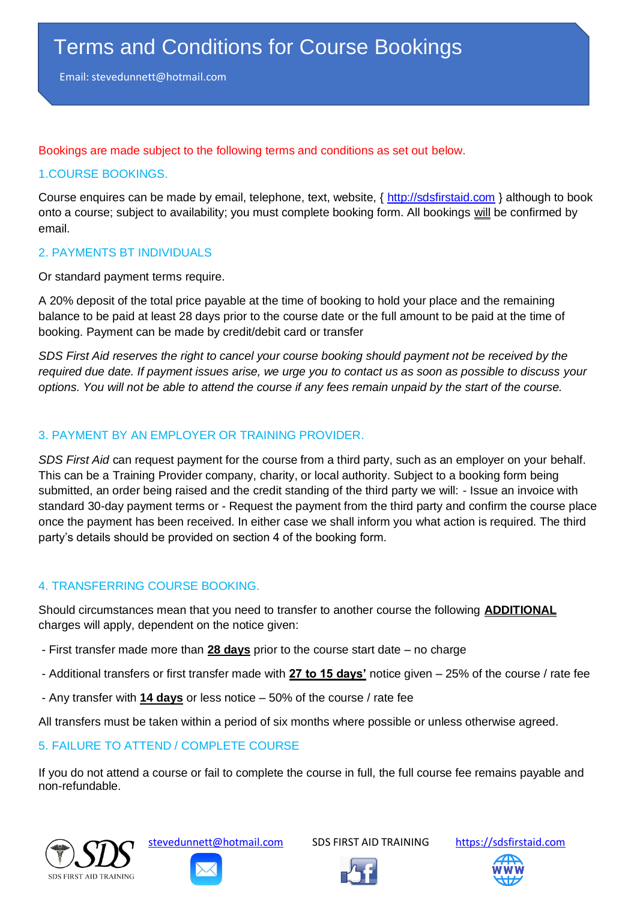# Terms and Conditions for Course Bookings

Email: stevedunnett@hotmail.com

Bookings are made subject to the following terms and conditions as set out below.

## 1.COURSE BOOKINGS.

Course enquires can be made by email, telephone, text, website, { http://sdsfirstaid.com } although to book onto a course; subject to availability; you must complete booking form. All bookings will be confirmed by email.

## 2. PAYMENTS BT INDIVIDUALS

Or standard payment terms require.

A 20% deposit of the total price payable at the time of booking to hold your place and the remaining balance to be paid at least 28 days prior to the course date or the full amount to be paid at the time of booking. Payment can be made by credit/debit card or transfer

*SDS First Aid reserves the right to cancel your course booking should payment not be received by the required due date. If payment issues arise, we urge you to contact us as soon as possible to discuss your options. You will not be able to attend the course if any fees remain unpaid by the start of the course.*

## 3. PAYMENT BY AN EMPLOYER OR TRAINING PROVIDER.

*SDS First Aid* can request payment for the course from a third party, such as an employer on your behalf. This can be a Training Provider company, charity, or local authority. Subject to a booking form being submitted, an order being raised and the credit standing of the third party we will: - Issue an invoice with standard 30-day payment terms or - Request the payment from the third party and confirm the course place once the payment has been received. In either case we shall inform you what action is required. The third party's details should be provided on section 4 of the booking form.

## 4. TRANSFERRING COURSE BOOKING.

Should circumstances mean that you need to transfer to another course the following **ADDITIONAL** charges will apply, dependent on the notice given:

- First transfer made more than **28 days** prior to the course start date – no charge
- Additional transfers or first transfer made with **27 to 15 days'** notice given – 25% of the course / rate fee
- Any transfer with **14 days** or less notice – 50% of the course / rate fee

All transfers must be taken within a period of six months where possible or unless otherwise agreed.

## 5. FAILURE TO ATTEND / COMPLETE COURSE

If you do not attend a course or fail to complete the course in full, the full course fee remains payable and non-refundable.

SDS FIRST AID TRAINING | stevedunnett@hotmail.com | SDS FIRST AID TRAINING | https://sdsfirstaid.com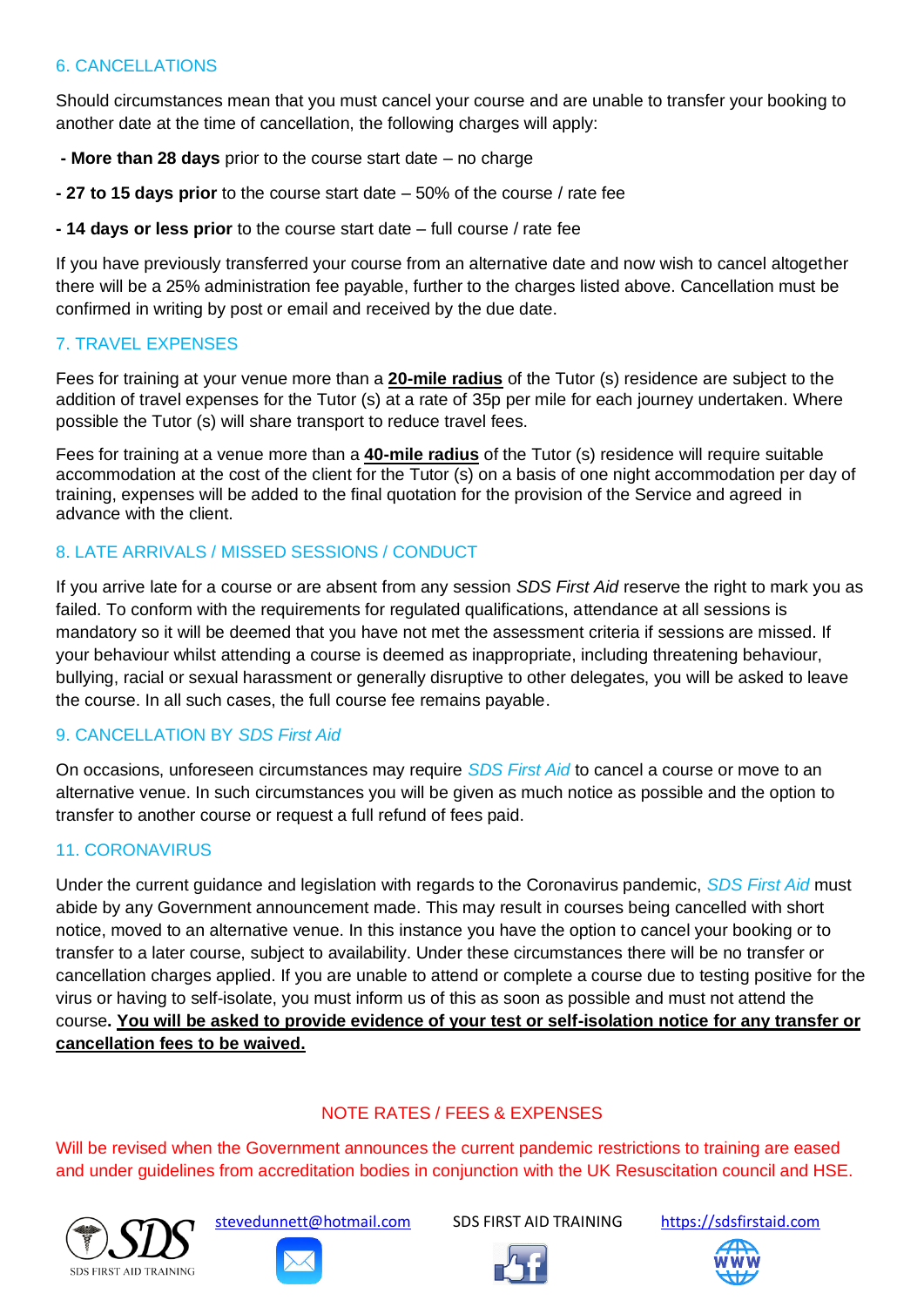## 6. CANCELLATIONS

Should circumstances mean that you must cancel your course and are unable to transfer your booking to another date at the time of cancellation, the following charges will apply:

- **More than 28 days** prior to the course start date – no charge
- **27 to 15 days prior** to the course start date – 50% of the course / rate fee
- **14 days or less prior** to the course start date – full course / rate fee

If you have previously transferred your course from an alternative date and now wish to cancel altogether there will be a 25% administration fee payable, further to the charges listed above. Cancellation must be confirmed in writing by post or email and received by the due date.

## 7. TRAVEL EXPENSES

Fees for training at your venue more than a **<u>20-mile radius</u>** of the Tutor (s) residence are subject to the addition of travel expenses for the Tutor (s) at a rate of 35p per mile for each journey undertaken. Where possible the Tutor (s) will share transport to reduce travel fees.

Fees for training at a venue more than a **<u>40-mile radius</u>** of the Tutor (s) residence will require suitable accommodation at the cost of the client for the Tutor (s) on a basis of one night accommodation per day of training, expenses will be added to the final quotation for the provision of the Service and agreed in advance with the client.

## 8. LATE ARRIVALS / MISSED SESSIONS / CONDUCT

If you arrive late for a course or are absent from any session *SDS First Aid* reserve the right to mark you as failed. To conform with the requirements for regulated qualifications, attendance at all sessions is mandatory so it will be deemed that you have not met the assessment criteria if sessions are missed. If your behaviour whilst attending a course is deemed as inappropriate, including threatening behaviour, bullying, racial or sexual harassment or generally disruptive to other delegates, you will be asked to leave the course. In all such cases, the full course fee remains payable.

## 9. CANCELLATION BY *SDS First Aid*

On occasions, unforeseen circumstances may require *SDS First Aid* to cancel a course or move to an alternative venue. In such circumstances you will be given as much notice as possible and the option to transfer to another course or request a full refund of fees paid.

## 11. CORONAVIRUS

Under the current guidance and legislation with regards to the Coronavirus pandemic, *SDS First Aid* must abide by any Government announcement made. This may result in courses being cancelled with short notice, moved to an alternative venue. In this instance you have the option to cancel your booking or to transfer to a later course, subject to availability. Under these circumstances there will be no transfer or cancellation charges applied. If you are unable to attend or complete a course due to testing positive for the virus or having to self-isolate, you must inform us of this as soon as possible and must not attend the course**. <u>You will be asked to provide evidence of your test or self-isolation notice for any transfer or cancellation fees to be waived.</u>**

### NOTE RATES / FEES & EXPENSES

Will be revised when the Government announces the current pandemic restrictions to training are eased and under guidelines from accreditation bodies in conjunction with the UK Resuscitation council and HSE.

SDS FIRST AID TRAINING

stevedunnett@hotmail.com

SDS FIRST AID TRAINING

https://sdsfirstaid.com